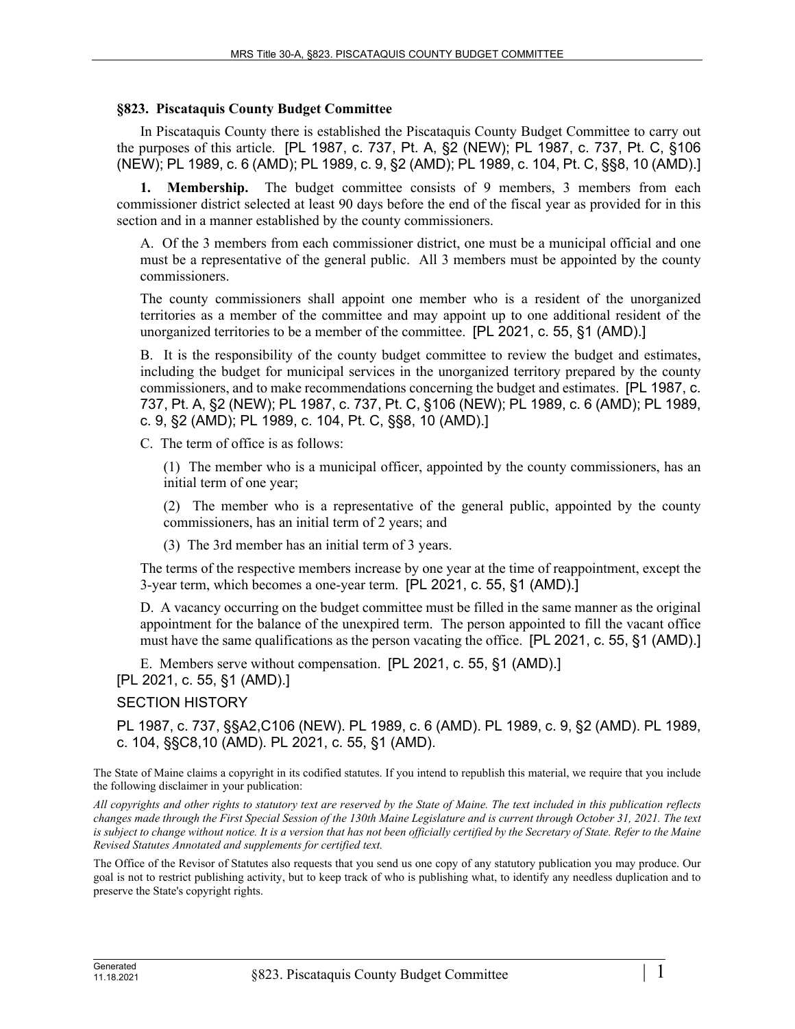### §823. Piscataquis County Budget Committee

In Piscataquis County there is established the Piscataquis County Budget Committee to carry out the purposes of this article. [PL 1987, c. 737, Pt. A, §2 (NEW); PL 1987, c. 737, Pt. C, §106 (NEW); PL 1989, c. 6 (AMD); PL 1989, c. 9, §2 (AMD); PL 1989, c. 104, Pt. C, §§8, 10 (AMD).]

**1. Membership.** The budget committee consists of 9 members, 3 members from each commissioner district selected at least 90 days before the end of the fiscal year as provided for in this section and in a manner established by the county commissioners.

A. Of the 3 members from each commissioner district, one must be a municipal official and one must be a representative of the general public. All 3 members must be appointed by the county commissioners.

The county commissioners shall appoint one member who is a resident of the unorganized territories as a member of the committee and may appoint up to one additional resident of the unorganized territories to be a member of the committee. [PL 2021, c. 55, §1 (AMD).]

B. It is the responsibility of the county budget committee to review the budget and estimates, including the budget for municipal services in the unorganized territory prepared by the county commissioners, and to make recommendations concerning the budget and estimates. [PL 1987, c. 737, Pt. A, §2 (NEW); PL 1987, c. 737, Pt. C, §106 (NEW); PL 1989, c. 6 (AMD); PL 1989, c. 9, §2 (AMD); PL 1989, c. 104, Pt. C, §§8, 10 (AMD).]

C. The term of office is as follows:

(1) The member who is a municipal officer, appointed by the county commissioners, has an initial term of one year;

(2) The member who is a representative of the general public, appointed by the county commissioners, has an initial term of 2 years; and

(3) The 3rd member has an initial term of 3 years.

The terms of the respective members increase by one year at the time of reappointment, except the 3-year term, which becomes a one-year term. [PL 2021, c. 55, §1 (AMD).]

D. A vacancy occurring on the budget committee must be filled in the same manner as the original appointment for the balance of the unexpired term. The person appointed to fill the vacant office must have the same qualifications as the person vacating the office. [PL 2021, c. 55, §1 (AMD).]

E. Members serve without compensation. [PL 2021, c. 55, §1 (AMD).]

[PL 2021, c. 55, §1 (AMD).]

SECTION HISTORY

PL 1987, c. 737, §§A2,C106 (NEW). PL 1989, c. 6 (AMD). PL 1989, c. 9, §2 (AMD). PL 1989, c. 104, §§C8,10 (AMD). PL 2021, c. 55, §1 (AMD).

The State of Maine claims a copyright in its codified statutes. If you intend to republish this material, we require that you include the following disclaimer in your publication:

*All copyrights and other rights to statutory text are reserved by the State of Maine. The text included in this publication reflects changes made through the First Special Session of the 130th Maine Legislature and is current through October 31, 2021. The text is subject to change without notice. It is a version that has not been officially certified by the Secretary of State. Refer to the Maine Revised Statutes Annotated and supplements for certified text.*

The Office of the Revisor of Statutes also requests that you send us one copy of any statutory publication you may produce. Our goal is not to restrict publishing activity, but to keep track of who is publishing what, to identify any needless duplication and to preserve the State's copyright rights.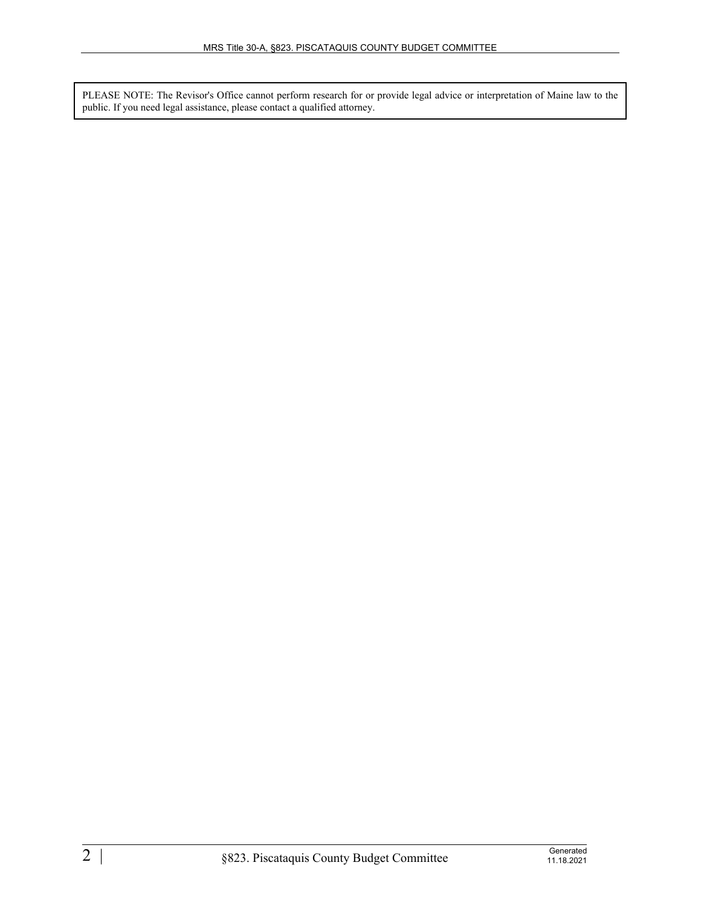PLEASE NOTE: The Revisor's Office cannot perform research for or provide legal advice or interpretation of Maine law to the public. If you need legal assistance, please contact a qualified attorney.